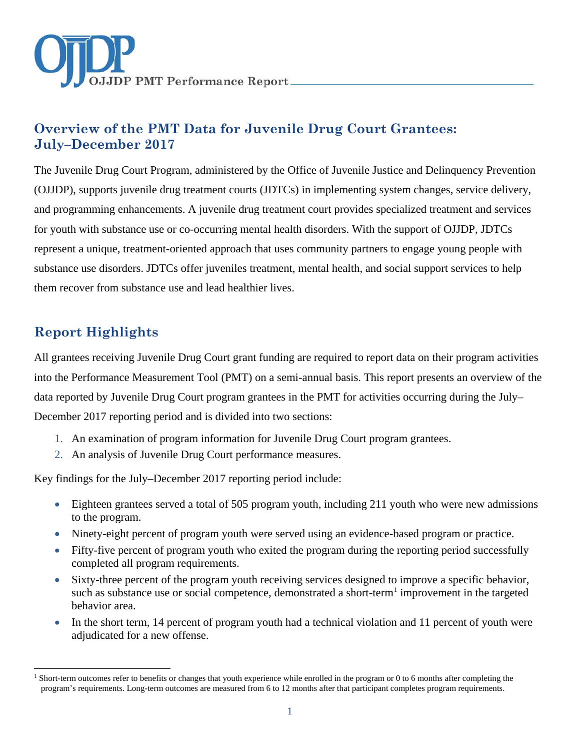OJJDP PMT Performance Report

## Overview of the PMT Data for Juvenile Drug Court Grantees: July–December 2017

The Juvenile Drug Court Program, administered by the Office of Juvenile Justice and Delinquency Prevention (OJJDP), supports juvenile drug treatment courts (JDTCs) in implementing system changes, service delivery, and programming enhancements. A juvenile drug treatment court provides specialized treatment and services for youth with substance use or co-occurring mental health disorders. With the support of OJJDP, JDTCs represent a unique, treatment-oriented approach that uses community partners to engage young people with substance use disorders. JDTCs offer juveniles treatment, mental health, and social support services to help them recover from substance use and lead healthier lives.

## Report Highlights

All grantees receiving Juvenile Drug Court grant funding are required to report data on their program activities into the Performance Measurement Tool (PMT) on a semi-annual basis. This report presents an overview of the data reported by Juvenile Drug Court program grantees in the PMT for activities occurring during the July–December 2017 reporting period and is divided into two sections:

1. An examination of program information for Juvenile Drug Court program grantees.
2. An analysis of Juvenile Drug Court performance measures.

Key findings for the July–December 2017 reporting period include:

- Eighteen grantees served a total of 505 program youth, including 211 youth who were new admissions to the program.
- Ninety-eight percent of program youth were served using an evidence-based program or practice.
- Fifty-five percent of program youth who exited the program during the reporting period successfully completed all program requirements.
- Sixty-three percent of the program youth receiving services designed to improve a specific behavior, such as substance use or social competence, demonstrated a short-term[1] improvement in the targeted behavior area.
- In the short term, 14 percent of program youth had a technical violation and 11 percent of youth were adjudicated for a new offense.

[1] Short-term outcomes refer to benefits or changes that youth experience while enrolled in the program or 0 to 6 months after completing the program's requirements. Long-term outcomes are measured from 6 to 12 months after that participant completes program requirements.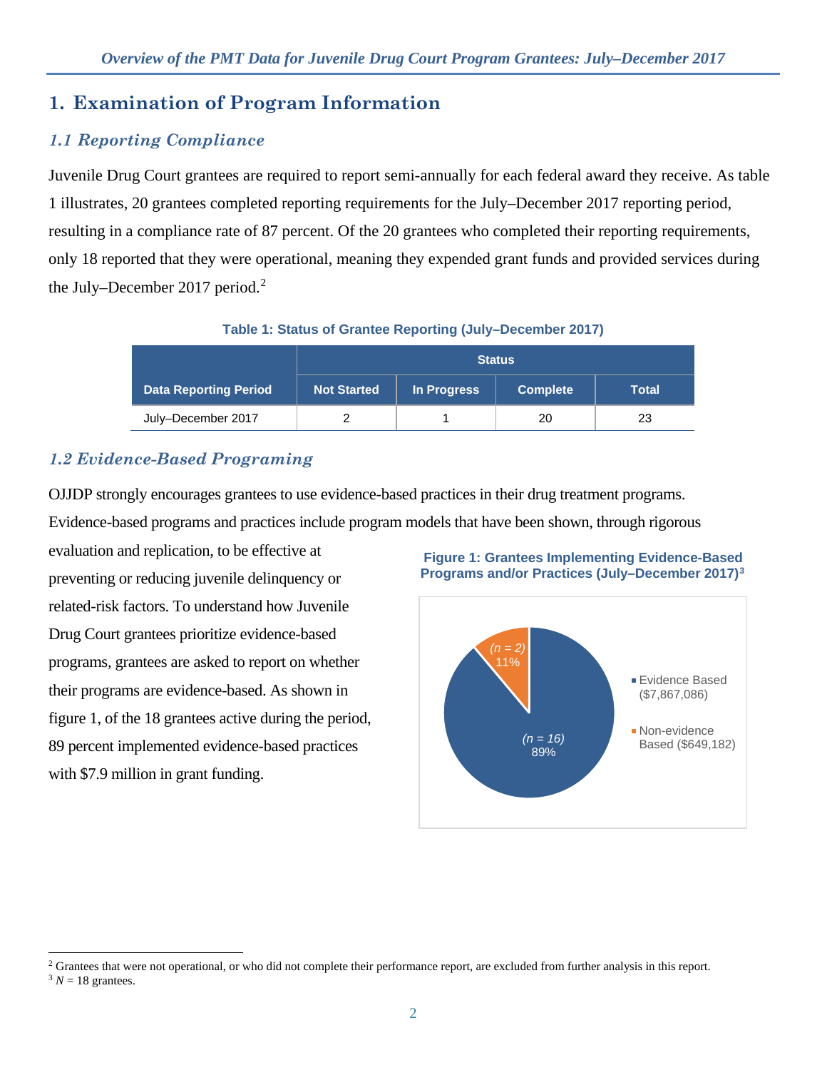# 1. Examination of Program Information

## *1.1 Reporting Compliance*

Juvenile Drug Court grantees are required to report semi-annually for each federal award they receive. As table 1 illustrates, 20 grantees completed reporting requirements for the July–December 2017 reporting period, resulting in a compliance rate of 87 percent. Of the 20 grantees who completed their reporting requirements, only 18 reported that they were operational, meaning they expended grant funds and provided services during the July–December 2017 period.[2]

**Table 1: Status of Grantee Reporting (July–December 2017)**

| Data Reporting Period | Status | | | |
|---|---|---|---|---|
| | Not Started | In Progress | Complete | Total |
| July–December 2017 | 2 | 1 | 20 | 23 |

## *1.2 Evidence-Based Programing*

OJJDP strongly encourages grantees to use evidence-based practices in their drug treatment programs. Evidence-based programs and practices include program models that have been shown, through rigorous evaluation and replication, to be effective at preventing or reducing juvenile delinquency or related-risk factors. To understand how Juvenile Drug Court grantees prioritize evidence-based programs, grantees are asked to report on whether their programs are evidence-based. As shown in figure 1, of the 18 grantees active during the period, 89 percent implemented evidence-based practices with $7.9 million in grant funding.

**Figure 1: Grantees Implementing Evidence-Based Programs and/or Practices (July–December 2017)[3]**

- Evidence Based ($7,867,086): (*n = 16*) 89%
- Non-evidence Based ($649,182): (*n = 2*) 11%

---

[2] Grantees that were not operational, or who did not complete their performance report, are excluded from further analysis in this report.

[3] *N* = 18 grantees.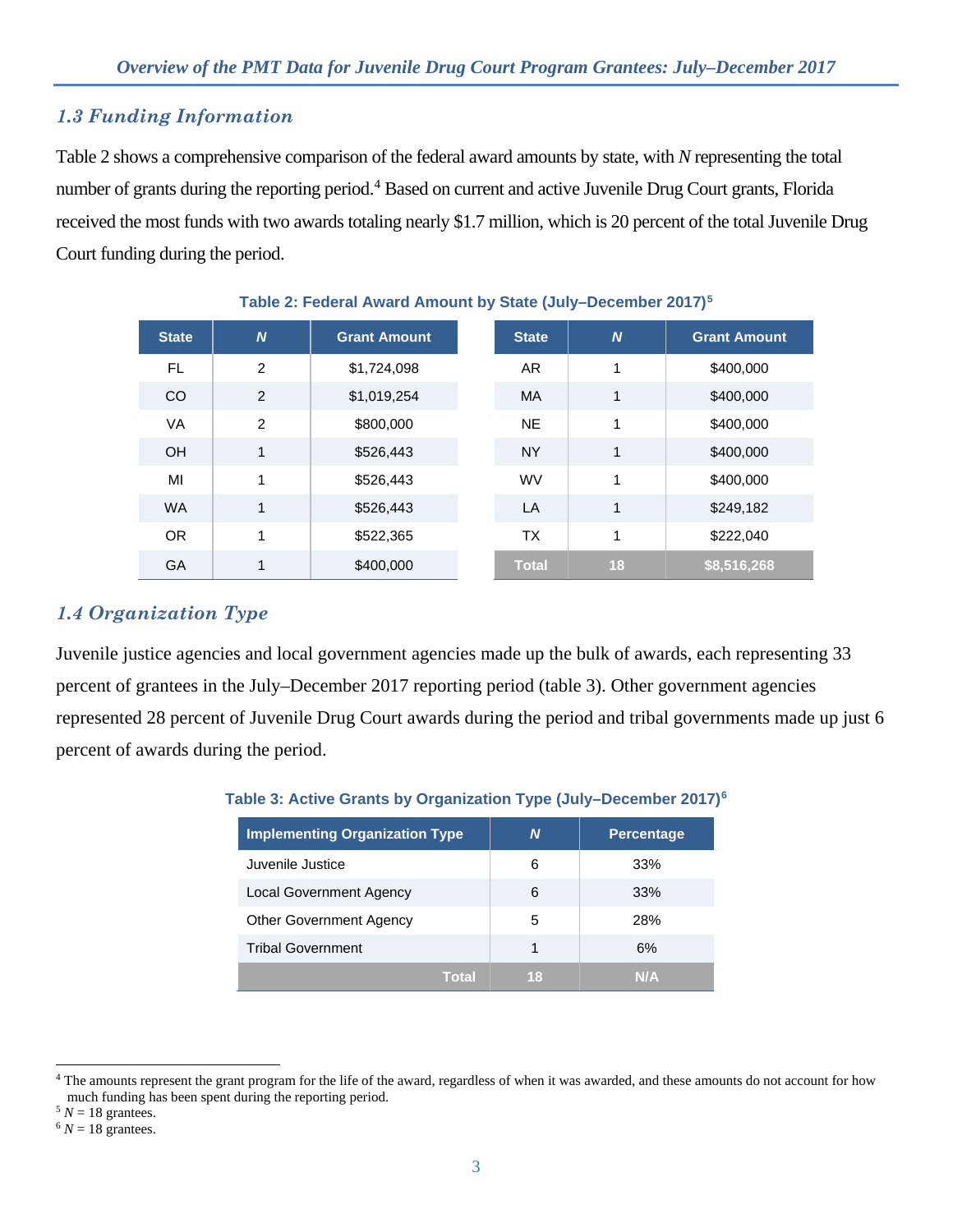## 1.3 Funding Information

Table 2 shows a comprehensive comparison of the federal award amounts by state, with *N* representing the total number of grants during the reporting period.[4] Based on current and active Juvenile Drug Court grants, Florida received the most funds with two awards totaling nearly $1.7 million, which is 20 percent of the total Juvenile Drug Court funding during the period.

**Table 2: Federal Award Amount by State (July–December 2017)[5]**

| State | *N* | Grant Amount |
|---|---|---|
| FL | 2 | $1,724,098 |
| CO | 2 | $1,019,254 |
| VA | 2 | $800,000 |
| OH | 1 | $526,443 |
| MI | 1 | $526,443 |
| WA | 1 | $526,443 |
| OR | 1 | $522,365 |
| GA | 1 | $400,000 |
| AR | 1 | $400,000 |
| MA | 1 | $400,000 |
| NE | 1 | $400,000 |
| NY | 1 | $400,000 |
| WV | 1 | $400,000 |
| LA | 1 | $249,182 |
| TX | 1 | $222,040 |
| **Total** | **18** | **$8,516,268** |

## 1.4 Organization Type

Juvenile justice agencies and local government agencies made up the bulk of awards, each representing 33 percent of grantees in the July–December 2017 reporting period (table 3). Other government agencies represented 28 percent of Juvenile Drug Court awards during the period and tribal governments made up just 6 percent of awards during the period.

**Table 3: Active Grants by Organization Type (July–December 2017)[6]**

| Implementing Organization Type | *N* | Percentage |
|---|---|---|
| Juvenile Justice | 6 | 33% |
| Local Government Agency | 6 | 33% |
| Other Government Agency | 5 | 28% |
| Tribal Government | 1 | 6% |
| **Total** | **18** | **N/A** |

[4] The amounts represent the grant program for the life of the award, regardless of when it was awarded, and these amounts do not account for how much funding has been spent during the reporting period.

[5] *N* = 18 grantees.

[6] *N* = 18 grantees.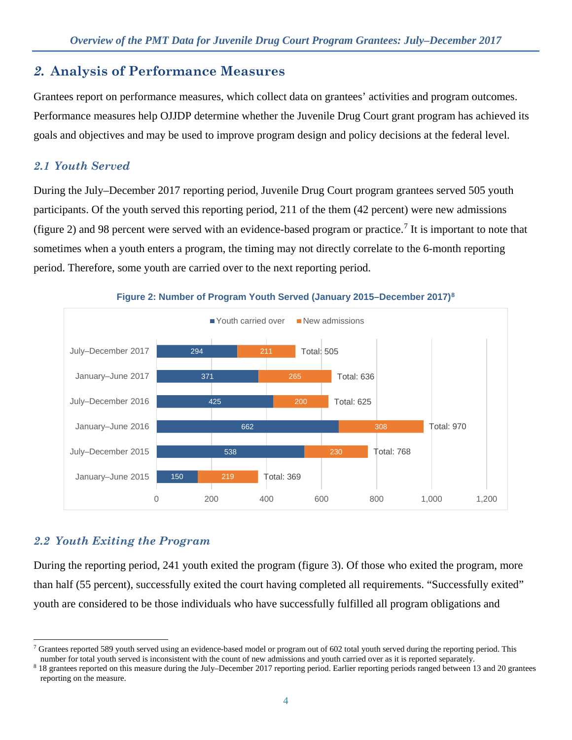## 2. Analysis of Performance Measures

Grantees report on performance measures, which collect data on grantees' activities and program outcomes. Performance measures help OJJDP determine whether the Juvenile Drug Court grant program has achieved its goals and objectives and may be used to improve program design and policy decisions at the federal level.

### 2.1 Youth Served

During the July–December 2017 reporting period, Juvenile Drug Court program grantees served 505 youth participants. Of the youth served this reporting period, 211 of the them (42 percent) were new admissions (figure 2) and 98 percent were served with an evidence-based program or practice.[7] It is important to note that sometimes when a youth enters a program, the timing may not directly correlate to the 6-month reporting period. Therefore, some youth are carried over to the next reporting period.

**Figure 2: Number of Program Youth Served (January 2015–December 2017)[8]**

| Reporting period | Youth carried over | New admissions | Total |
|---|---|---|---|
| July–December 2017 | 294 | 211 | 505 |
| January–June 2017 | 371 | 265 | 636 |
| July–December 2016 | 425 | 200 | 625 |
| January–June 2016 | 662 | 308 | 970 |
| July–December 2015 | 538 | 230 | 768 |
| January–June 2015 | 150 | 219 | 369 |

### 2.2 Youth Exiting the Program

During the reporting period, 241 youth exited the program (figure 3). Of those who exited the program, more than half (55 percent), successfully exited the court having completed all requirements. "Successfully exited" youth are considered to be those individuals who have successfully fulfilled all program obligations and

---

[7] Grantees reported 589 youth served using an evidence-based model or program out of 602 total youth served during the reporting period. This number for total youth served is inconsistent with the count of new admissions and youth carried over as it is reported separately.

[8] 18 grantees reported on this measure during the July–December 2017 reporting period. Earlier reporting periods ranged between 13 and 20 grantees reporting on the measure.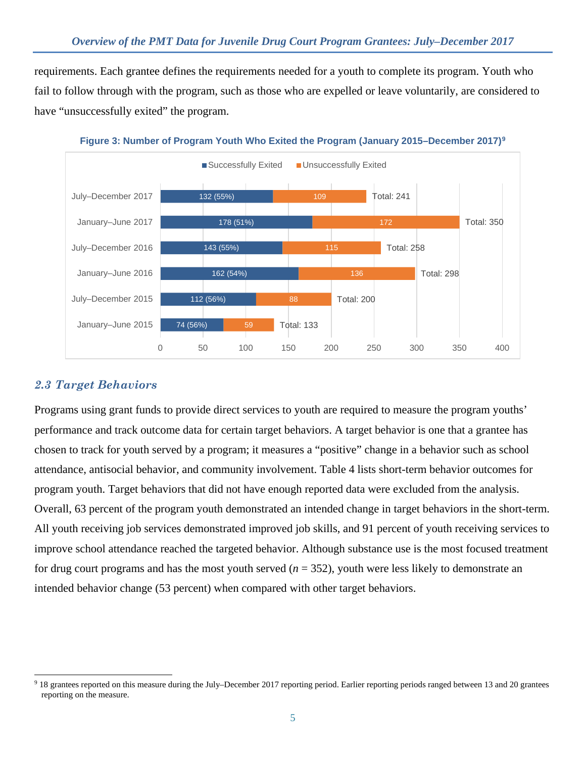requirements. Each grantee defines the requirements needed for a youth to complete its program. Youth who fail to follow through with the program, such as those who are expelled or leave voluntarily, are considered to have "unsuccessfully exited" the program.

**Figure 3: Number of Program Youth Who Exited the Program (January 2015–December 2017)**[9]

| Period | Successfully Exited | Unsuccessfully Exited | Total |
|---|---|---|---|
| July–December 2017 | 132 (55%) | 109 | 241 |
| January–June 2017 | 178 (51%) | 172 | 350 |
| July–December 2016 | 143 (55%) | 115 | 258 |
| January–June 2016 | 162 (54%) | 136 | 298 |
| July–December 2015 | 112 (56%) | 88 | 200 |
| January–June 2015 | 74 (56%) | 59 | 133 |

## *2.3 Target Behaviors*

Programs using grant funds to provide direct services to youth are required to measure the program youths' performance and track outcome data for certain target behaviors. A target behavior is one that a grantee has chosen to track for youth served by a program; it measures a "positive" change in a behavior such as school attendance, antisocial behavior, and community involvement. Table 4 lists short-term behavior outcomes for program youth. Target behaviors that did not have enough reported data were excluded from the analysis. Overall, 63 percent of the program youth demonstrated an intended change in target behaviors in the short-term. All youth receiving job services demonstrated improved job skills, and 91 percent of youth receiving services to improve school attendance reached the targeted behavior. Although substance use is the most focused treatment for drug court programs and has the most youth served (*n* = 352), youth were less likely to demonstrate an intended behavior change (53 percent) when compared with other target behaviors.

---

[9] 18 grantees reported on this measure during the July–December 2017 reporting period. Earlier reporting periods ranged between 13 and 20 grantees reporting on the measure.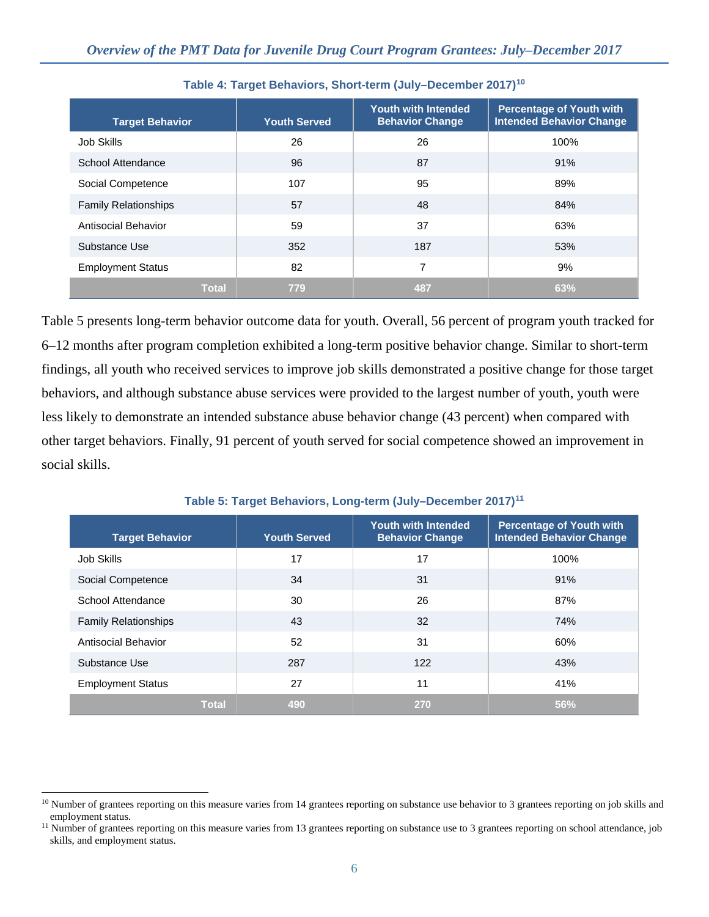**Table 4: Target Behaviors, Short-term (July–December 2017)**[10]

| Target Behavior | Youth Served | Youth with Intended Behavior Change | Percentage of Youth with Intended Behavior Change |
|---|---|---|---|
| Job Skills | 26 | 26 | 100% |
| School Attendance | 96 | 87 | 91% |
| Social Competence | 107 | 95 | 89% |
| Family Relationships | 57 | 48 | 84% |
| Antisocial Behavior | 59 | 37 | 63% |
| Substance Use | 352 | 187 | 53% |
| Employment Status | 82 | 7 | 9% |
| **Total** | **779** | **487** | **63%** |

Table 5 presents long-term behavior outcome data for youth. Overall, 56 percent of program youth tracked for 6–12 months after program completion exhibited a long-term positive behavior change. Similar to short-term findings, all youth who received services to improve job skills demonstrated a positive change for those target behaviors, and although substance abuse services were provided to the largest number of youth, youth were less likely to demonstrate an intended substance abuse behavior change (43 percent) when compared with other target behaviors. Finally, 91 percent of youth served for social competence showed an improvement in social skills.

**Table 5: Target Behaviors, Long-term (July–December 2017)**[11]

| Target Behavior | Youth Served | Youth with Intended Behavior Change | Percentage of Youth with Intended Behavior Change |
|---|---|---|---|
| Job Skills | 17 | 17 | 100% |
| Social Competence | 34 | 31 | 91% |
| School Attendance | 30 | 26 | 87% |
| Family Relationships | 43 | 32 | 74% |
| Antisocial Behavior | 52 | 31 | 60% |
| Substance Use | 287 | 122 | 43% |
| Employment Status | 27 | 11 | 41% |
| **Total** | **490** | **270** | **56%** |

[10] Number of grantees reporting on this measure varies from 14 grantees reporting on substance use behavior to 3 grantees reporting on job skills and employment status.

[11] Number of grantees reporting on this measure varies from 13 grantees reporting on substance use to 3 grantees reporting on school attendance, job skills, and employment status.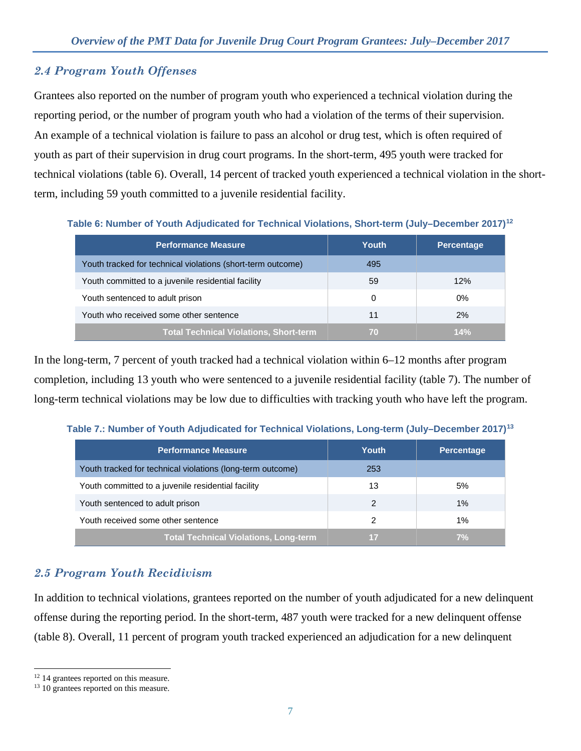## *2.4 Program Youth Offenses*

Grantees also reported on the number of program youth who experienced a technical violation during the reporting period, or the number of program youth who had a violation of the terms of their supervision. An example of a technical violation is failure to pass an alcohol or drug test, which is often required of youth as part of their supervision in drug court programs. In the short-term, 495 youth were tracked for technical violations (table 6). Overall, 14 percent of tracked youth experienced a technical violation in the short-term, including 59 youth committed to a juvenile residential facility.

**Table 6: Number of Youth Adjudicated for Technical Violations, Short-term (July–December 2017)[12]**

| Performance Measure | Youth | Percentage |
|---|---|---|
| Youth tracked for technical violations (short-term outcome) | 495 | |
| Youth committed to a juvenile residential facility | 59 | 12% |
| Youth sentenced to adult prison | 0 | 0% |
| Youth who received some other sentence | 11 | 2% |
| **Total Technical Violations, Short-term** | **70** | **14%** |

In the long-term, 7 percent of youth tracked had a technical violation within 6–12 months after program completion, including 13 youth who were sentenced to a juvenile residential facility (table 7). The number of long-term technical violations may be low due to difficulties with tracking youth who have left the program.

**Table 7.: Number of Youth Adjudicated for Technical Violations, Long-term (July–December 2017)[13]**

| Performance Measure | Youth | Percentage |
|---|---|---|
| Youth tracked for technical violations (long-term outcome) | 253 | |
| Youth committed to a juvenile residential facility | 13 | 5% |
| Youth sentenced to adult prison | 2 | 1% |
| Youth received some other sentence | 2 | 1% |
| **Total Technical Violations, Long-term** | **17** | **7%** |

## *2.5 Program Youth Recidivism*

In addition to technical violations, grantees reported on the number of youth adjudicated for a new delinquent offense during the reporting period. In the short-term, 487 youth were tracked for a new delinquent offense (table 8). Overall, 11 percent of program youth tracked experienced an adjudication for a new delinquent

---

[12] 14 grantees reported on this measure.
[13] 10 grantees reported on this measure.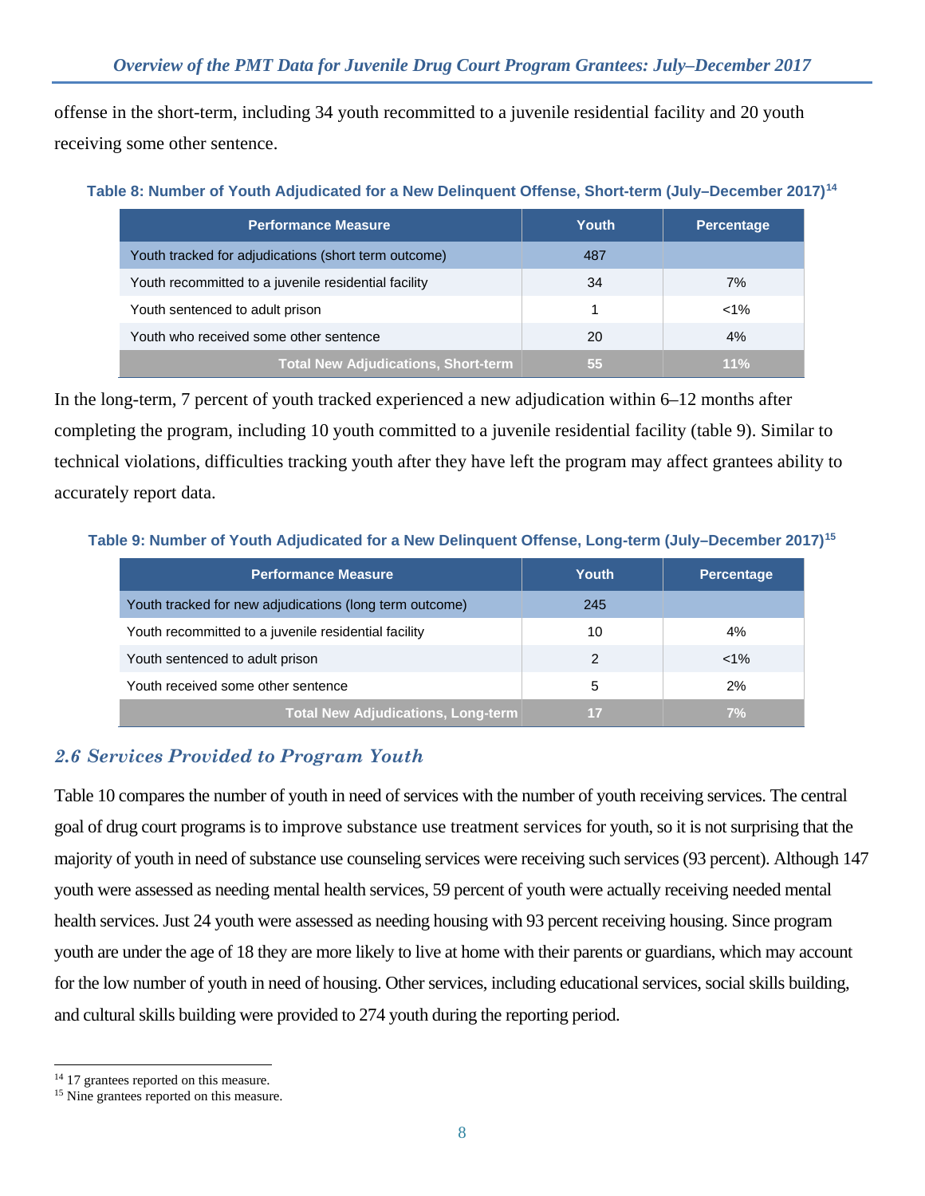offense in the short-term, including 34 youth recommitted to a juvenile residential facility and 20 youth receiving some other sentence.

**Table 8: Number of Youth Adjudicated for a New Delinquent Offense, Short-term (July–December 2017)[14]**

| Performance Measure | Youth | Percentage |
|---|---|---|
| Youth tracked for adjudications (short term outcome) | 487 | |
| Youth recommitted to a juvenile residential facility | 34 | 7% |
| Youth sentenced to adult prison | 1 | <1% |
| Youth who received some other sentence | 20 | 4% |
| **Total New Adjudications, Short-term** | **55** | **11%** |

In the long-term, 7 percent of youth tracked experienced a new adjudication within 6–12 months after completing the program, including 10 youth committed to a juvenile residential facility (table 9). Similar to technical violations, difficulties tracking youth after they have left the program may affect grantees ability to accurately report data.

**Table 9: Number of Youth Adjudicated for a New Delinquent Offense, Long-term (July–December 2017)[15]**

| Performance Measure | Youth | Percentage |
|---|---|---|
| Youth tracked for new adjudications (long term outcome) | 245 | |
| Youth recommitted to a juvenile residential facility | 10 | 4% |
| Youth sentenced to adult prison | 2 | <1% |
| Youth received some other sentence | 5 | 2% |
| **Total New Adjudications, Long-term** | **17** | **7%** |

## *2.6 Services Provided to Program Youth*

Table 10 compares the number of youth in need of services with the number of youth receiving services. The central goal of drug court programs is to improve substance use treatment services for youth, so it is not surprising that the majority of youth in need of substance use counseling services were receiving such services (93 percent). Although 147 youth were assessed as needing mental health services, 59 percent of youth were actually receiving needed mental health services. Just 24 youth were assessed as needing housing with 93 percent receiving housing. Since program youth are under the age of 18 they are more likely to live at home with their parents or guardians, which may account for the low number of youth in need of housing. Other services, including educational services, social skills building, and cultural skills building were provided to 274 youth during the reporting period.

[14] 17 grantees reported on this measure.

[15] Nine grantees reported on this measure.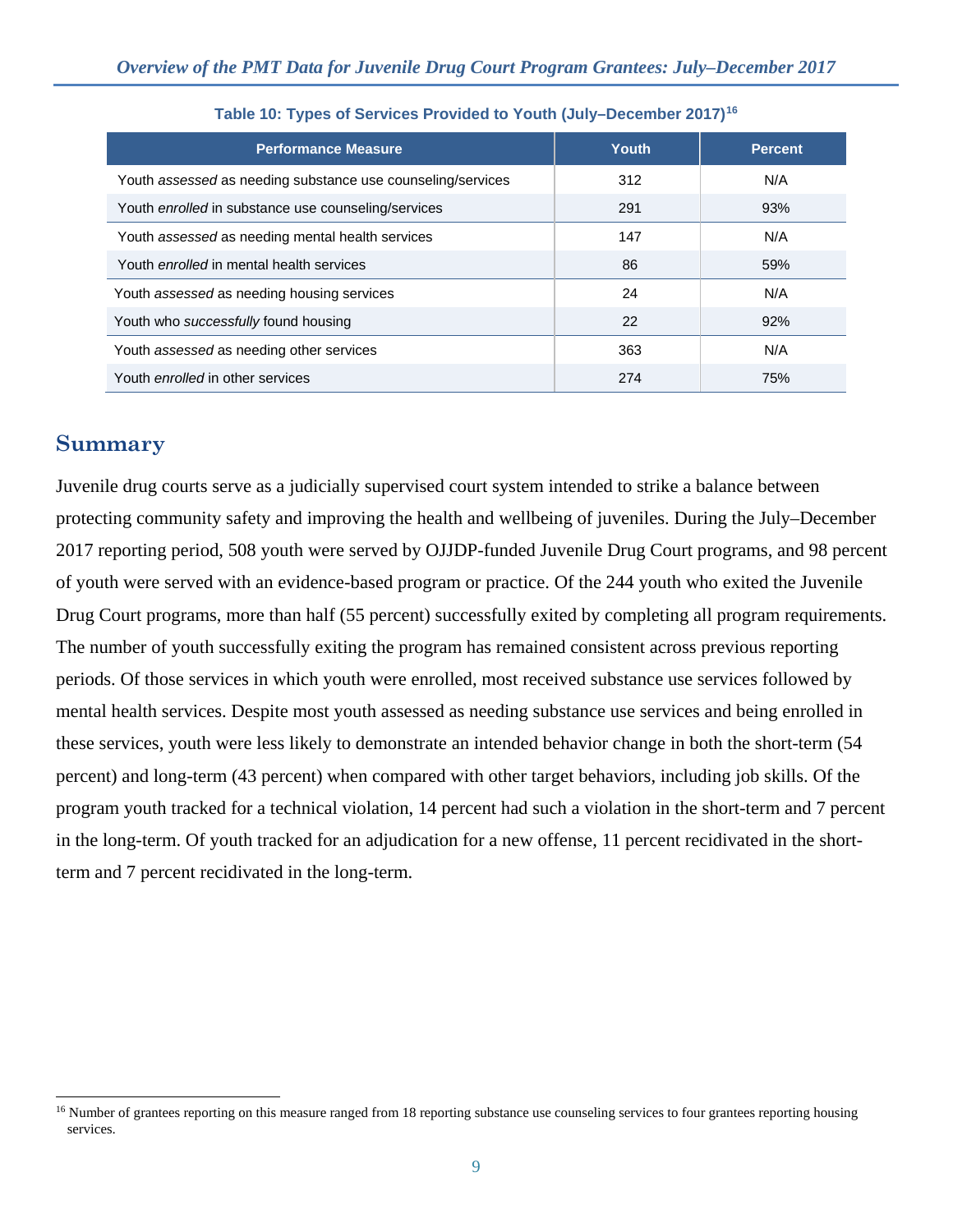Table 10: Types of Services Provided to Youth (July–December 2017)[16]

| Performance Measure | Youth | Percent |
| --- | --- | --- |
| Youth *assessed* as needing substance use counseling/services | 312 | N/A |
| Youth *enrolled* in substance use counseling/services | 291 | 93% |
| Youth *assessed* as needing mental health services | 147 | N/A |
| Youth *enrolled* in mental health services | 86 | 59% |
| Youth *assessed* as needing housing services | 24 | N/A |
| Youth who *successfully* found housing | 22 | 92% |
| Youth *assessed* as needing other services | 363 | N/A |
| Youth *enrolled* in other services | 274 | 75% |

## Summary

Juvenile drug courts serve as a judicially supervised court system intended to strike a balance between protecting community safety and improving the health and wellbeing of juveniles. During the July–December 2017 reporting period, 508 youth were served by OJJDP-funded Juvenile Drug Court programs, and 98 percent of youth were served with an evidence-based program or practice. Of the 244 youth who exited the Juvenile Drug Court programs, more than half (55 percent) successfully exited by completing all program requirements. The number of youth successfully exiting the program has remained consistent across previous reporting periods. Of those services in which youth were enrolled, most received substance use services followed by mental health services. Despite most youth assessed as needing substance use services and being enrolled in these services, youth were less likely to demonstrate an intended behavior change in both the short-term (54 percent) and long-term (43 percent) when compared with other target behaviors, including job skills. Of the program youth tracked for a technical violation, 14 percent had such a violation in the short-term and 7 percent in the long-term. Of youth tracked for an adjudication for a new offense, 11 percent recidivated in the short-term and 7 percent recidivated in the long-term.

[16] Number of grantees reporting on this measure ranged from 18 reporting substance use counseling services to four grantees reporting housing services.